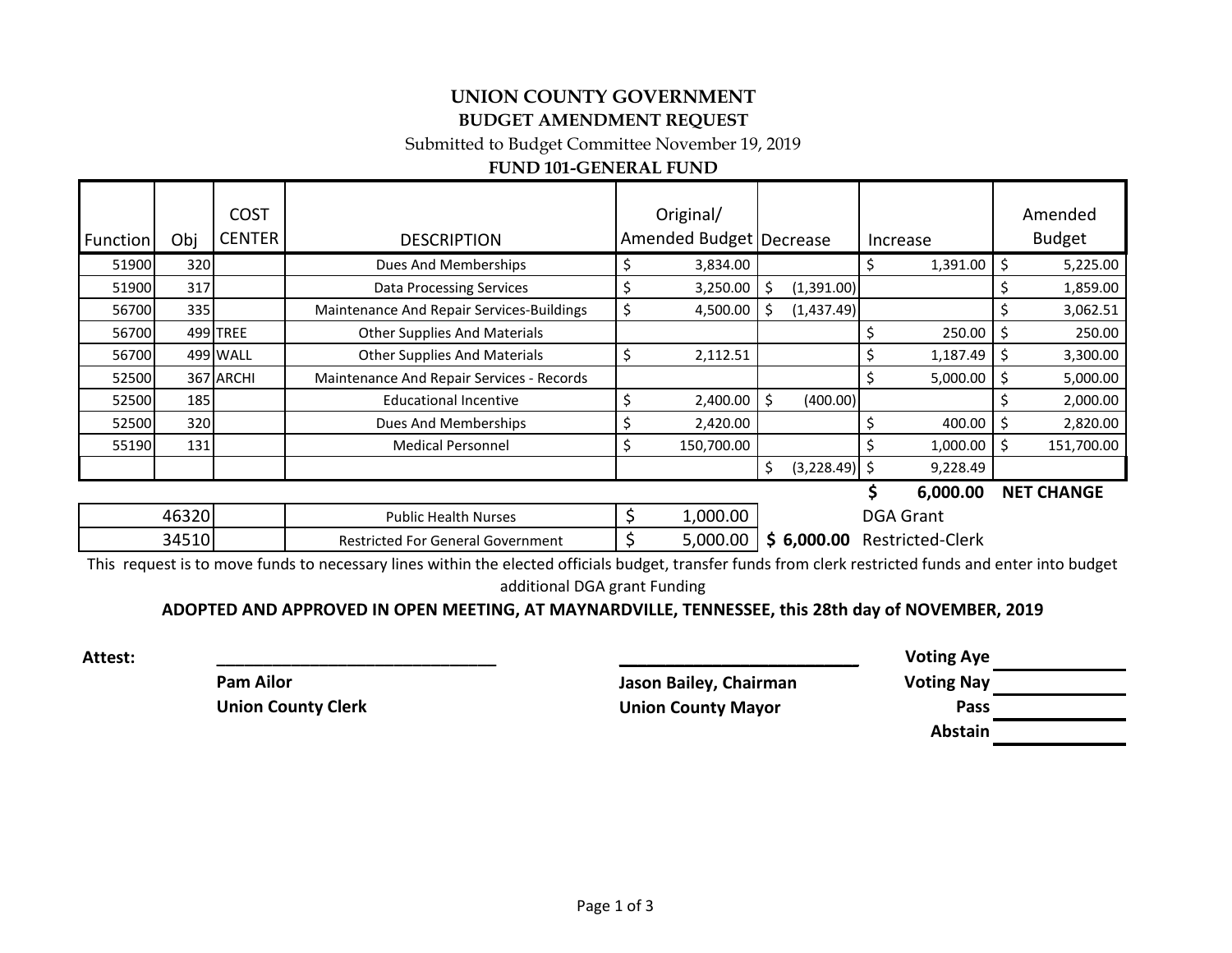# UNION COUNTY GOVERNMENT

## BUDGET AMENDMENT REQUEST

Submitted to Budget Committee November 19, 2019

**FUND 101-GENERAL FUND**

| Function | Obj | COST CENTER | DESCRIPTION | Original/ Amended Budget | Decrease | Increase | Amended Budget |
|---|---|---|---|---|---|---|---|
| 51900 | 320 | | Dues And Memberships | $ 3,834.00 | | $ 1,391.00 | $ 5,225.00 |
| 51900 | 317 | | Data Processing Services | $ 3,250.00 | $ (1,391.00) | | $ 1,859.00 |
| 56700 | 335 | | Maintenance And Repair Services-Buildings | $ 4,500.00 | $ (1,437.49) | | $ 3,062.51 |
| 56700 | 499 | TREE | Other Supplies And Materials | | | $ 250.00 | $ 250.00 |
| 56700 | 499 | WALL | Other Supplies And Materials | $ 2,112.51 | | $ 1,187.49 | $ 3,300.00 |
| 52500 | 367 | ARCHI | Maintenance And Repair Services - Records | | | $ 5,000.00 | $ 5,000.00 |
| 52500 | 185 | | Educational Incentive | $ 2,400.00 | $ (400.00) | | $ 2,000.00 |
| 52500 | 320 | | Dues And Memberships | $ 2,420.00 | | $ 400.00 | $ 2,820.00 |
| 55190 | 131 | | Medical Personnel | $ 150,700.00 | | $ 1,000.00 | $ 151,700.00 |
| | | | | | $ (3,228.49) | $ 9,228.49 | |
| | | | | | | **$ 6,000.00** | **NET CHANGE** |

| | | | | |
|---|---|---|---|---|
| 46320 | Public Health Nurses | $ 1,000.00 | | DGA Grant |
| 34510 | Restricted For General Government | $ 5,000.00 | **$ 6,000.00** | Restricted-Clerk |

This request is to move funds to necessary lines within the elected officials budget, transfer funds from clerk restricted funds and enter into budget additional DGA grant Funding

**ADOPTED AND APPROVED IN OPEN MEETING, AT MAYNARDVILLE, TENNESSEE, this 28th day of NOVEMBER, 2019**

**Attest:** ______________________________ ______________________________

**Pam Ailor** — **Union County Clerk**

**Jason Bailey, Chairman** — **Union County Mayor**

**Voting Aye** ____________

**Voting Nay** ____________

**Pass** ____________

**Abstain** ____________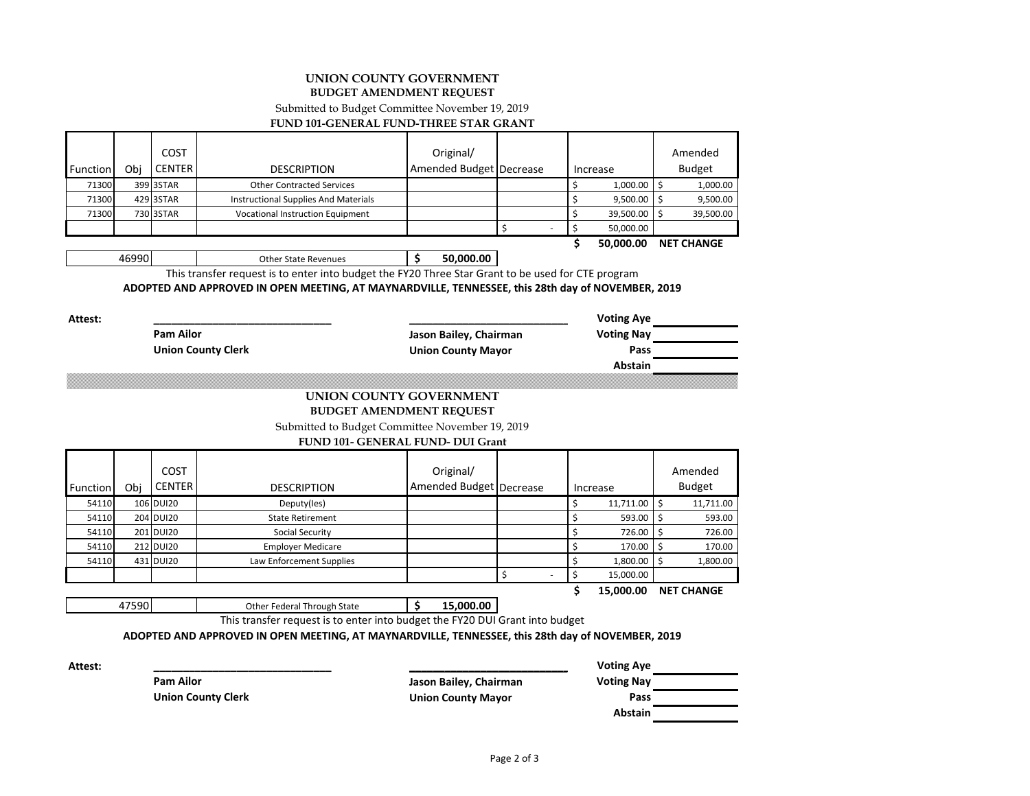# UNION COUNTY GOVERNMENT

## BUDGET AMENDMENT REQUEST

Submitted to Budget Committee November 19, 2019

**FUND 101-GENERAL FUND-THREE STAR GRANT**

| Function | Obj | COST CENTER | DESCRIPTION | Original/ Amended Budget | Decrease | Increase | Amended Budget |
|---|---|---|---|---|---|---|---|
| 71300 | 399 | 3STAR | Other Contracted Services | | | $ 1,000.00 | $ 1,000.00 |
| 71300 | 429 | 3STAR | Instructional Supplies And Materials | | | $ 9,500.00 | $ 9,500.00 |
| 71300 | 730 | 3STAR | Vocational Instruction Equipment | | | $ 39,500.00 | $ 39,500.00 |
| | | | | | $ - | $ 50,000.00 | |
| | | | | | | **$ 50,000.00** | **NET CHANGE** |
| | 46990 | | Other State Revenues | **$ 50,000.00** | | | |

This transfer request is to enter into budget the FY20 Three Star Grant to be used for CTE program

**ADOPTED AND APPROVED IN OPEN MEETING, AT MAYNARDVILLE, TENNESSEE, this 28th day of NOVEMBER, 2019**

**Attest:** ______________________________ ______________________________

**Pam Ailor** **Jason Bailey, Chairman**

**Union County Clerk** **Union County Mayor**

**Voting Aye** __________

**Voting Nay** __________

**Pass** __________

**Abstain** __________

# UNION COUNTY GOVERNMENT

## BUDGET AMENDMENT REQUEST

Submitted to Budget Committee November 19, 2019

**FUND 101- GENERAL FUND- DUI Grant**

| Function | Obj | COST CENTER | DESCRIPTION | Original/ Amended Budget | Decrease | Increase | Amended Budget |
|---|---|---|---|---|---|---|---|
| 54110 | 106 | DUI20 | Deputy(ies) | | | $ 11,711.00 | $ 11,711.00 |
| 54110 | 204 | DUI20 | State Retirement | | | $ 593.00 | $ 593.00 |
| 54110 | 201 | DUI20 | Social Security | | | $ 726.00 | $ 726.00 |
| 54110 | 212 | DUI20 | Employer Medicare | | | $ 170.00 | $ 170.00 |
| 54110 | 431 | DUI20 | Law Enforcement Supplies | | | $ 1,800.00 | $ 1,800.00 |
| | | | | | $ - | $ 15,000.00 | |
| | | | | | | **$ 15,000.00** | **NET CHANGE** |
| | 47590 | | Other Federal Through State | **$ 15,000.00** | | | |

This transfer request is to enter into budget the FY20 DUI Grant into budget

**ADOPTED AND APPROVED IN OPEN MEETING, AT MAYNARDVILLE, TENNESSEE, this 28th day of NOVEMBER, 2019**

**Attest:** ______________________________ ______________________________

**Pam Ailor** **Jason Bailey, Chairman**

**Union County Clerk** **Union County Mayor**

**Voting Aye** __________

**Voting Nay** __________

**Pass** __________

**Abstain** __________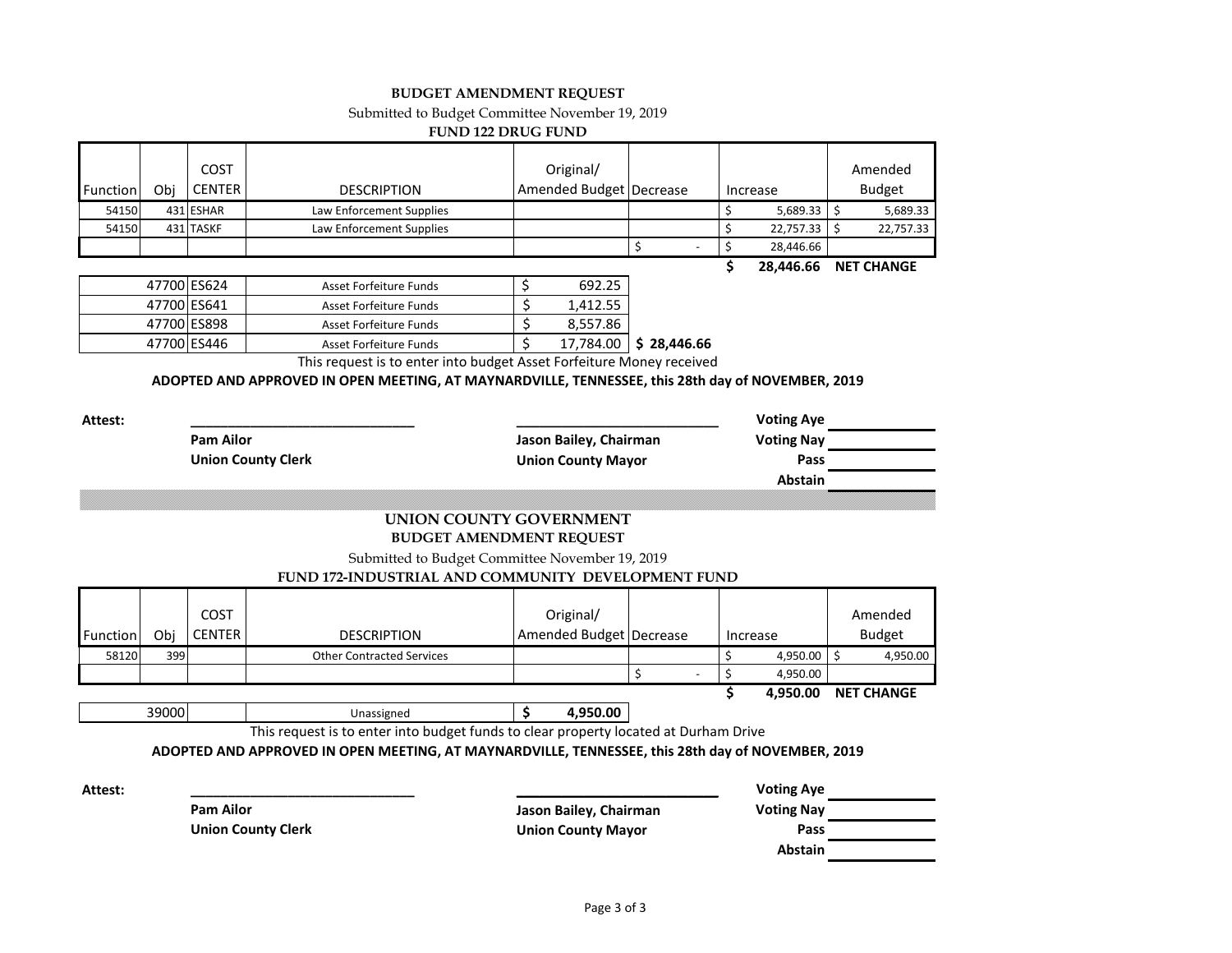**BUDGET AMENDMENT REQUEST**

Submitted to Budget Committee November 19, 2019

**FUND 122 DRUG FUND**

| Function | Obj | COST CENTER | DESCRIPTION | Original/ Amended Budget | Decrease | Increase | Amended Budget |
|---|---|---|---|---|---|---|---|
| 54150 | 431 | ESHAR | Law Enforcement Supplies | | | $ 5,689.33 | $ 5,689.33 |
| 54150 | 431 | TASKF | Law Enforcement Supplies | | | $ 22,757.33 | $ 22,757.33 |
| | | | | | $ - | $ 28,446.66 | |
| | | | | | | **$ 28,446.66** | **NET CHANGE** |

| | | | | | |
|---|---|---|---|---|---|
| | 47700 | ES624 | Asset Forfeiture Funds | $ 692.25 | |
| | 47700 | ES641 | Asset Forfeiture Funds | $ 1,412.55 | |
| | 47700 | ES898 | Asset Forfeiture Funds | $ 8,557.86 | |
| | 47700 | ES446 | Asset Forfeiture Funds | $ 17,784.00 | **$ 28,446.66** |

This request is to enter into budget Asset Forfeiture Money received

**ADOPTED AND APPROVED IN OPEN MEETING, AT MAYNARDVILLE, TENNESSEE, this 28th day of NOVEMBER, 2019**

**Attest:** ______________________________ ______________________________

**Pam Ailor** — **Union County Clerk**

**Jason Bailey, Chairman** — **Union County Mayor**

**Voting Aye** ____________
**Voting Nay** ____________
**Pass** ____________
**Abstain** ____________

**UNION COUNTY GOVERNMENT**

**BUDGET AMENDMENT REQUEST**

Submitted to Budget Committee November 19, 2019

**FUND 172-INDUSTRIAL AND COMMUNITY DEVELOPMENT FUND**

| Function | Obj | COST CENTER | DESCRIPTION | Original/ Amended Budget | Decrease | Increase | Amended Budget |
|---|---|---|---|---|---|---|---|
| 58120 | 399 | | Other Contracted Services | | | $ 4,950.00 | $ 4,950.00 |
| | | | | | $ - | $ 4,950.00 | |
| | | | | | | **$ 4,950.00** | **NET CHANGE** |

| | | | | |
|---|---|---|---|---|
| | 39000 | | Unassigned | **$ 4,950.00** |

This request is to enter into budget funds to clear property located at Durham Drive

**ADOPTED AND APPROVED IN OPEN MEETING, AT MAYNARDVILLE, TENNESSEE, this 28th day of NOVEMBER, 2019**

**Attest:** ______________________________ ______________________________

**Pam Ailor** — **Union County Clerk**

**Jason Bailey, Chairman** — **Union County Mayor**

**Voting Aye** ____________
**Voting Nay** ____________
**Pass** ____________
**Abstain** ____________